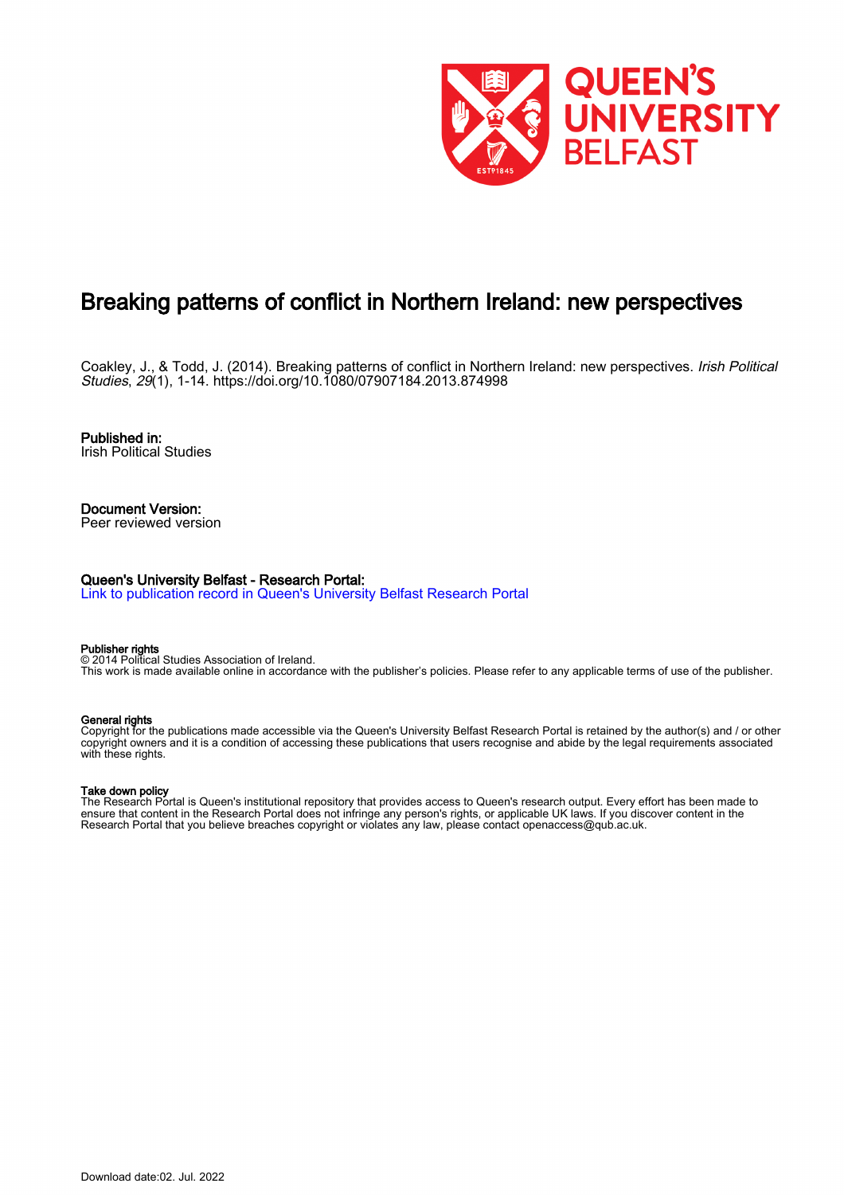# Breaking patterns of conflict in Northern Ireland: new perspectives

Coakley, J., & Todd, J. (2014). Breaking patterns of conflict in Northern Ireland: new perspectives. *Irish Political Studies*, *29*(1), 1-14. https://doi.org/10.1080/07907184.2013.874998

**Published in:**
Irish Political Studies

**Document Version:**
Peer reviewed version

**Queen's University Belfast - Research Portal:**
Link to publication record in Queen's University Belfast Research Portal

**Publisher rights**
© 2014 Political Studies Association of Ireland.
This work is made available online in accordance with the publisher's policies. Please refer to any applicable terms of use of the publisher.

**General rights**
Copyright for the publications made accessible via the Queen's University Belfast Research Portal is retained by the author(s) and / or other copyright owners and it is a condition of accessing these publications that users recognise and abide by the legal requirements associated with these rights.

**Take down policy**
The Research Portal is Queen's institutional repository that provides access to Queen's research output. Every effort has been made to ensure that content in the Research Portal does not infringe any person's rights, or applicable UK laws. If you discover content in the Research Portal that you believe breaches copyright or violates any law, please contact openaccess@qub.ac.uk.

Download date:02. Jul. 2022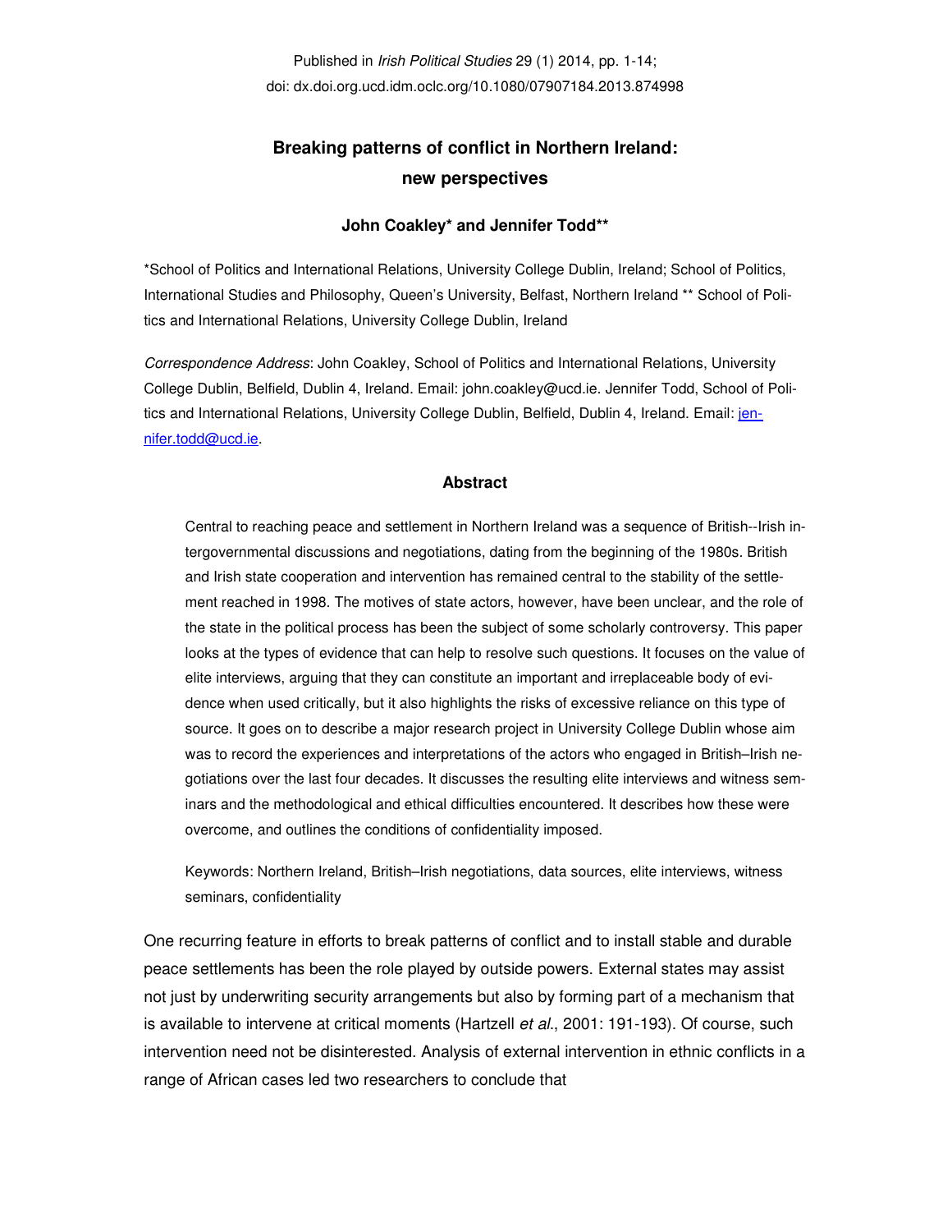Published in *Irish Political Studies* 29 (1) 2014, pp. 1-14;
doi: dx.doi.org.ucd.idm.oclc.org/10.1080/07907184.2013.874998

# Breaking patterns of conflict in Northern Ireland: new perspectives

**John Coakley\* and Jennifer Todd\*\***

\*School of Politics and International Relations, University College Dublin, Ireland; School of Politics, International Studies and Philosophy, Queen's University, Belfast, Northern Ireland \*\* School of Politics and International Relations, University College Dublin, Ireland

*Correspondence Address*: John Coakley, School of Politics and International Relations, University College Dublin, Belfield, Dublin 4, Ireland. Email: john.coakley@ucd.ie. Jennifer Todd, School of Politics and International Relations, University College Dublin, Belfield, Dublin 4, Ireland. Email: jennifer.todd@ucd.ie.

## Abstract

> Central to reaching peace and settlement in Northern Ireland was a sequence of British--Irish intergovernmental discussions and negotiations, dating from the beginning of the 1980s. British and Irish state cooperation and intervention has remained central to the stability of the settlement reached in 1998. The motives of state actors, however, have been unclear, and the role of the state in the political process has been the subject of some scholarly controversy. This paper looks at the types of evidence that can help to resolve such questions. It focuses on the value of elite interviews, arguing that they can constitute an important and irreplaceable body of evidence when used critically, but it also highlights the risks of excessive reliance on this type of source. It goes on to describe a major research project in University College Dublin whose aim was to record the experiences and interpretations of the actors who engaged in British–Irish negotiations over the last four decades. It discusses the resulting elite interviews and witness seminars and the methodological and ethical difficulties encountered. It describes how these were overcome, and outlines the conditions of confidentiality imposed.
>
> Keywords: Northern Ireland, British–Irish negotiations, data sources, elite interviews, witness seminars, confidentiality

One recurring feature in efforts to break patterns of conflict and to install stable and durable peace settlements has been the role played by outside powers. External states may assist not just by underwriting security arrangements but also by forming part of a mechanism that is available to intervene at critical moments (Hartzell *et al*., 2001: 191-193). Of course, such intervention need not be disinterested. Analysis of external intervention in ethnic conflicts in a range of African cases led two researchers to conclude that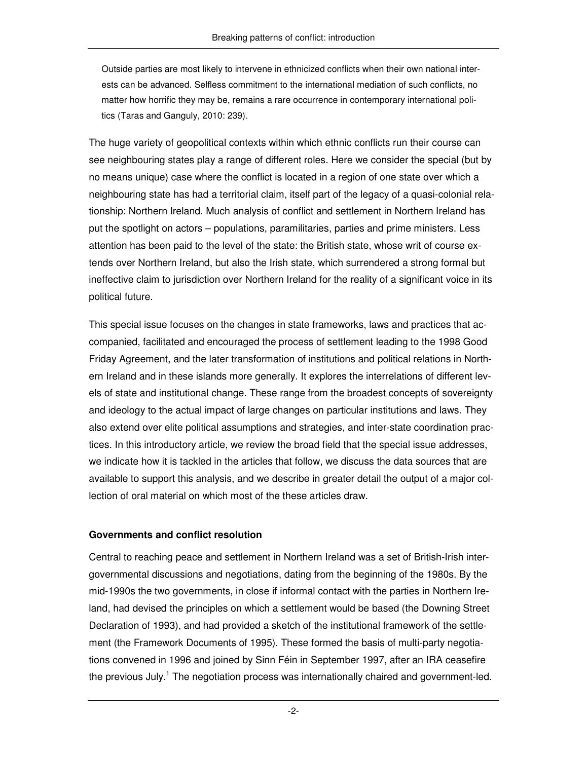> Outside parties are most likely to intervene in ethnicized conflicts when their own national interests can be advanced. Selfless commitment to the international mediation of such conflicts, no matter how horrific they may be, remains a rare occurrence in contemporary international politics (Taras and Ganguly, 2010: 239).

The huge variety of geopolitical contexts within which ethnic conflicts run their course can see neighbouring states play a range of different roles. Here we consider the special (but by no means unique) case where the conflict is located in a region of one state over which a neighbouring state has had a territorial claim, itself part of the legacy of a quasi-colonial relationship: Northern Ireland. Much analysis of conflict and settlement in Northern Ireland has put the spotlight on actors – populations, paramilitaries, parties and prime ministers. Less attention has been paid to the level of the state: the British state, whose writ of course extends over Northern Ireland, but also the Irish state, which surrendered a strong formal but ineffective claim to jurisdiction over Northern Ireland for the reality of a significant voice in its political future.

This special issue focuses on the changes in state frameworks, laws and practices that accompanied, facilitated and encouraged the process of settlement leading to the 1998 Good Friday Agreement, and the later transformation of institutions and political relations in Northern Ireland and in these islands more generally. It explores the interrelations of different levels of state and institutional change. These range from the broadest concepts of sovereignty and ideology to the actual impact of large changes on particular institutions and laws. They also extend over elite political assumptions and strategies, and inter-state coordination practices. In this introductory article, we review the broad field that the special issue addresses, we indicate how it is tackled in the articles that follow, we discuss the data sources that are available to support this analysis, and we describe in greater detail the output of a major collection of oral material on which most of the these articles draw.

## Governments and conflict resolution

Central to reaching peace and settlement in Northern Ireland was a set of British-Irish intergovernmental discussions and negotiations, dating from the beginning of the 1980s. By the mid-1990s the two governments, in close if informal contact with the parties in Northern Ireland, had devised the principles on which a settlement would be based (the Downing Street Declaration of 1993), and had provided a sketch of the institutional framework of the settlement (the Framework Documents of 1995). These formed the basis of multi-party negotiations convened in 1996 and joined by Sinn Féin in September 1997, after an IRA ceasefire the previous July.[1] The negotiation process was internationally chaired and government-led.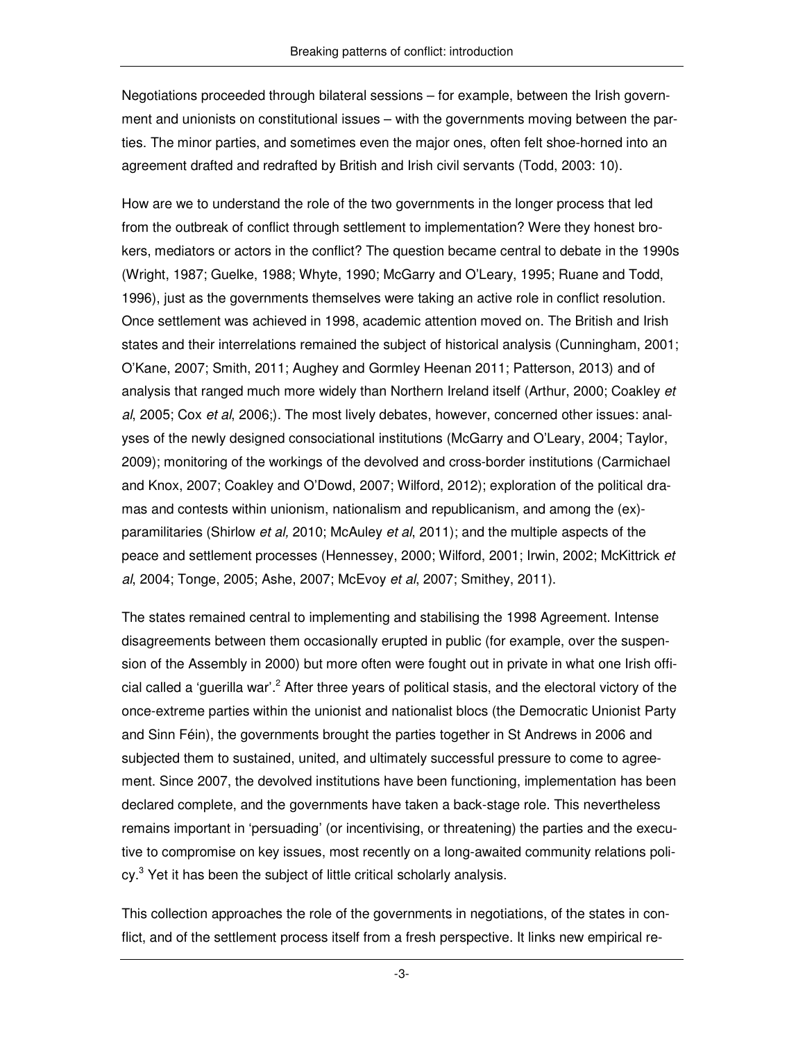Negotiations proceeded through bilateral sessions – for example, between the Irish government and unionists on constitutional issues – with the governments moving between the parties. The minor parties, and sometimes even the major ones, often felt shoe-horned into an agreement drafted and redrafted by British and Irish civil servants (Todd, 2003: 10).

How are we to understand the role of the two governments in the longer process that led from the outbreak of conflict through settlement to implementation? Were they honest brokers, mediators or actors in the conflict? The question became central to debate in the 1990s (Wright, 1987; Guelke, 1988; Whyte, 1990; McGarry and O'Leary, 1995; Ruane and Todd, 1996), just as the governments themselves were taking an active role in conflict resolution. Once settlement was achieved in 1998, academic attention moved on. The British and Irish states and their interrelations remained the subject of historical analysis (Cunningham, 2001; O'Kane, 2007; Smith, 2011; Aughey and Gormley Heenan 2011; Patterson, 2013) and of analysis that ranged much more widely than Northern Ireland itself (Arthur, 2000; Coakley *et al*, 2005; Cox *et al*, 2006;). The most lively debates, however, concerned other issues: analyses of the newly designed consociational institutions (McGarry and O'Leary, 2004; Taylor, 2009); monitoring of the workings of the devolved and cross-border institutions (Carmichael and Knox, 2007; Coakley and O'Dowd, 2007; Wilford, 2012); exploration of the political dramas and contests within unionism, nationalism and republicanism, and among the (ex)-paramilitaries (Shirlow *et al,* 2010; McAuley *et al*, 2011); and the multiple aspects of the peace and settlement processes (Hennessey, 2000; Wilford, 2001; Irwin, 2002; McKittrick *et al*, 2004; Tonge, 2005; Ashe, 2007; McEvoy *et al*, 2007; Smithey, 2011).

The states remained central to implementing and stabilising the 1998 Agreement. Intense disagreements between them occasionally erupted in public (for example, over the suspension of the Assembly in 2000) but more often were fought out in private in what one Irish official called a 'guerilla war'.[2] After three years of political stasis, and the electoral victory of the once-extreme parties within the unionist and nationalist blocs (the Democratic Unionist Party and Sinn Féin), the governments brought the parties together in St Andrews in 2006 and subjected them to sustained, united, and ultimately successful pressure to come to agreement. Since 2007, the devolved institutions have been functioning, implementation has been declared complete, and the governments have taken a back-stage role. This nevertheless remains important in 'persuading' (or incentivising, or threatening) the parties and the executive to compromise on key issues, most recently on a long-awaited community relations policy.[3] Yet it has been the subject of little critical scholarly analysis.

This collection approaches the role of the governments in negotiations, of the states in conflict, and of the settlement process itself from a fresh perspective. It links new empirical re-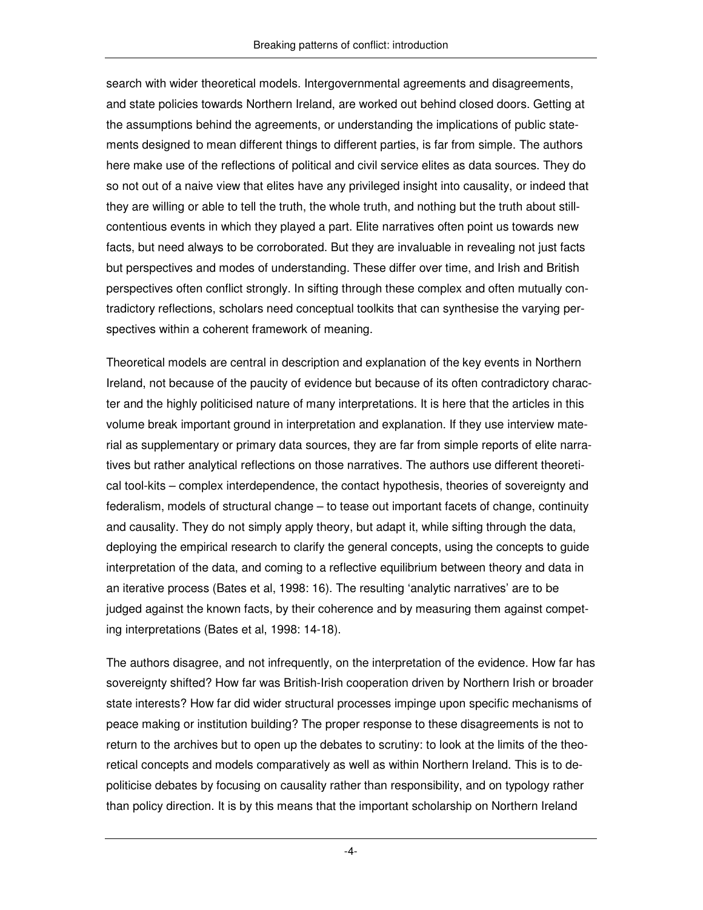search with wider theoretical models. Intergovernmental agreements and disagreements, and state policies towards Northern Ireland, are worked out behind closed doors. Getting at the assumptions behind the agreements, or understanding the implications of public statements designed to mean different things to different parties, is far from simple. The authors here make use of the reflections of political and civil service elites as data sources. They do so not out of a naive view that elites have any privileged insight into causality, or indeed that they are willing or able to tell the truth, the whole truth, and nothing but the truth about still-contentious events in which they played a part. Elite narratives often point us towards new facts, but need always to be corroborated. But they are invaluable in revealing not just facts but perspectives and modes of understanding. These differ over time, and Irish and British perspectives often conflict strongly. In sifting through these complex and often mutually contradictory reflections, scholars need conceptual toolkits that can synthesise the varying perspectives within a coherent framework of meaning.

Theoretical models are central in description and explanation of the key events in Northern Ireland, not because of the paucity of evidence but because of its often contradictory character and the highly politicised nature of many interpretations. It is here that the articles in this volume break important ground in interpretation and explanation. If they use interview material as supplementary or primary data sources, they are far from simple reports of elite narratives but rather analytical reflections on those narratives. The authors use different theoretical tool-kits – complex interdependence, the contact hypothesis, theories of sovereignty and federalism, models of structural change – to tease out important facets of change, continuity and causality. They do not simply apply theory, but adapt it, while sifting through the data, deploying the empirical research to clarify the general concepts, using the concepts to guide interpretation of the data, and coming to a reflective equilibrium between theory and data in an iterative process (Bates et al, 1998: 16). The resulting 'analytic narratives' are to be judged against the known facts, by their coherence and by measuring them against competing interpretations (Bates et al, 1998: 14-18).

The authors disagree, and not infrequently, on the interpretation of the evidence. How far has sovereignty shifted? How far was British-Irish cooperation driven by Northern Irish or broader state interests? How far did wider structural processes impinge upon specific mechanisms of peace making or institution building? The proper response to these disagreements is not to return to the archives but to open up the debates to scrutiny: to look at the limits of the theoretical concepts and models comparatively as well as within Northern Ireland. This is to depoliticise debates by focusing on causality rather than responsibility, and on typology rather than policy direction. It is by this means that the important scholarship on Northern Ireland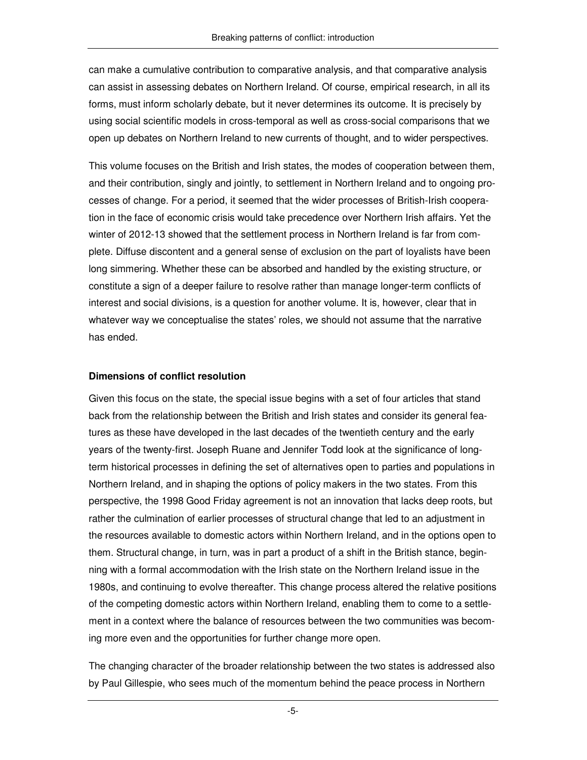can make a cumulative contribution to comparative analysis, and that comparative analysis can assist in assessing debates on Northern Ireland. Of course, empirical research, in all its forms, must inform scholarly debate, but it never determines its outcome. It is precisely by using social scientific models in cross-temporal as well as cross-social comparisons that we open up debates on Northern Ireland to new currents of thought, and to wider perspectives.

This volume focuses on the British and Irish states, the modes of cooperation between them, and their contribution, singly and jointly, to settlement in Northern Ireland and to ongoing processes of change. For a period, it seemed that the wider processes of British-Irish cooperation in the face of economic crisis would take precedence over Northern Irish affairs. Yet the winter of 2012-13 showed that the settlement process in Northern Ireland is far from complete. Diffuse discontent and a general sense of exclusion on the part of loyalists have been long simmering. Whether these can be absorbed and handled by the existing structure, or constitute a sign of a deeper failure to resolve rather than manage longer-term conflicts of interest and social divisions, is a question for another volume. It is, however, clear that in whatever way we conceptualise the states' roles, we should not assume that the narrative has ended.

### Dimensions of conflict resolution

Given this focus on the state, the special issue begins with a set of four articles that stand back from the relationship between the British and Irish states and consider its general features as these have developed in the last decades of the twentieth century and the early years of the twenty-first. Joseph Ruane and Jennifer Todd look at the significance of long-term historical processes in defining the set of alternatives open to parties and populations in Northern Ireland, and in shaping the options of policy makers in the two states. From this perspective, the 1998 Good Friday agreement is not an innovation that lacks deep roots, but rather the culmination of earlier processes of structural change that led to an adjustment in the resources available to domestic actors within Northern Ireland, and in the options open to them. Structural change, in turn, was in part a product of a shift in the British stance, beginning with a formal accommodation with the Irish state on the Northern Ireland issue in the 1980s, and continuing to evolve thereafter. This change process altered the relative positions of the competing domestic actors within Northern Ireland, enabling them to come to a settlement in a context where the balance of resources between the two communities was becoming more even and the opportunities for further change more open.

The changing character of the broader relationship between the two states is addressed also by Paul Gillespie, who sees much of the momentum behind the peace process in Northern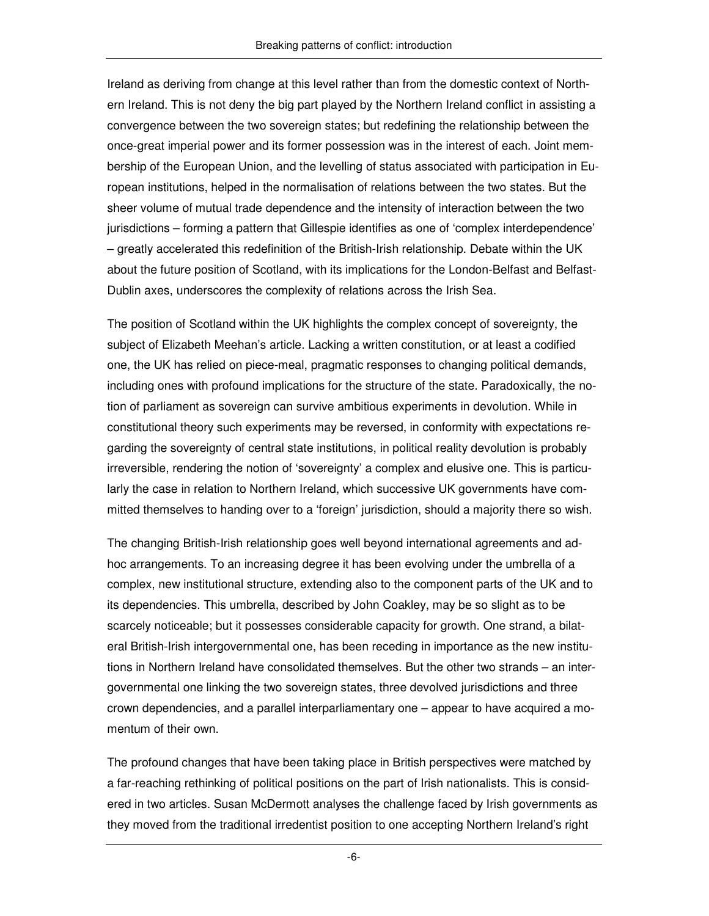Ireland as deriving from change at this level rather than from the domestic context of Northern Ireland. This is not deny the big part played by the Northern Ireland conflict in assisting a convergence between the two sovereign states; but redefining the relationship between the once-great imperial power and its former possession was in the interest of each. Joint membership of the European Union, and the levelling of status associated with participation in European institutions, helped in the normalisation of relations between the two states. But the sheer volume of mutual trade dependence and the intensity of interaction between the two jurisdictions – forming a pattern that Gillespie identifies as one of 'complex interdependence' – greatly accelerated this redefinition of the British-Irish relationship. Debate within the UK about the future position of Scotland, with its implications for the London-Belfast and Belfast-Dublin axes, underscores the complexity of relations across the Irish Sea.

The position of Scotland within the UK highlights the complex concept of sovereignty, the subject of Elizabeth Meehan's article. Lacking a written constitution, or at least a codified one, the UK has relied on piece-meal, pragmatic responses to changing political demands, including ones with profound implications for the structure of the state. Paradoxically, the notion of parliament as sovereign can survive ambitious experiments in devolution. While in constitutional theory such experiments may be reversed, in conformity with expectations regarding the sovereignty of central state institutions, in political reality devolution is probably irreversible, rendering the notion of 'sovereignty' a complex and elusive one. This is particularly the case in relation to Northern Ireland, which successive UK governments have committed themselves to handing over to a 'foreign' jurisdiction, should a majority there so wish.

The changing British-Irish relationship goes well beyond international agreements and ad-hoc arrangements. To an increasing degree it has been evolving under the umbrella of a complex, new institutional structure, extending also to the component parts of the UK and to its dependencies. This umbrella, described by John Coakley, may be so slight as to be scarcely noticeable; but it possesses considerable capacity for growth. One strand, a bilateral British-Irish intergovernmental one, has been receding in importance as the new institutions in Northern Ireland have consolidated themselves. But the other two strands – an intergovernmental one linking the two sovereign states, three devolved jurisdictions and three crown dependencies, and a parallel interparliamentary one – appear to have acquired a momentum of their own.

The profound changes that have been taking place in British perspectives were matched by a far-reaching rethinking of political positions on the part of Irish nationalists. This is considered in two articles. Susan McDermott analyses the challenge faced by Irish governments as they moved from the traditional irredentist position to one accepting Northern Ireland's right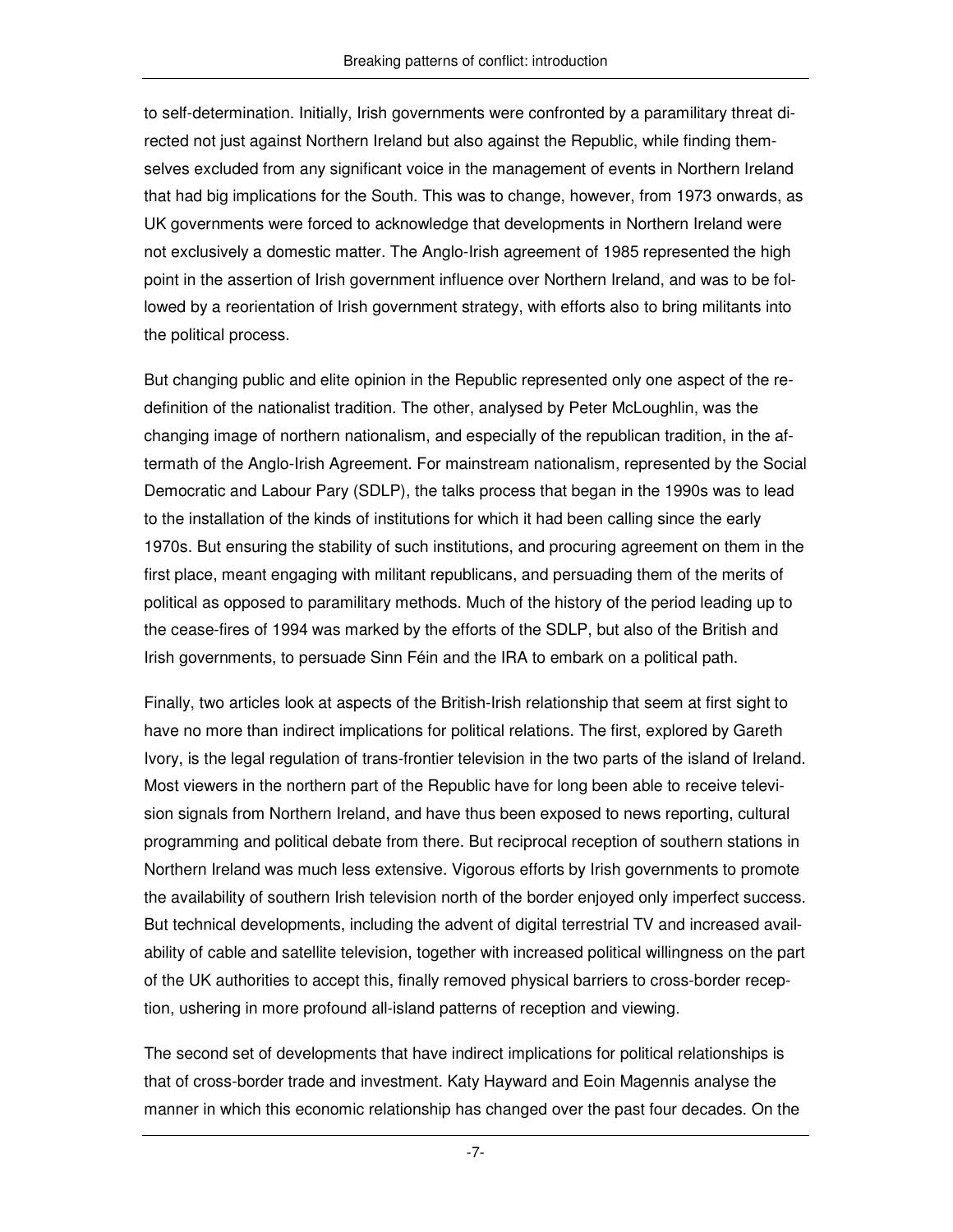to self-determination. Initially, Irish governments were confronted by a paramilitary threat directed not just against Northern Ireland but also against the Republic, while finding themselves excluded from any significant voice in the management of events in Northern Ireland that had big implications for the South. This was to change, however, from 1973 onwards, as UK governments were forced to acknowledge that developments in Northern Ireland were not exclusively a domestic matter. The Anglo-Irish agreement of 1985 represented the high point in the assertion of Irish government influence over Northern Ireland, and was to be followed by a reorientation of Irish government strategy, with efforts also to bring militants into the political process.

But changing public and elite opinion in the Republic represented only one aspect of the redefinition of the nationalist tradition. The other, analysed by Peter McLoughlin, was the changing image of northern nationalism, and especially of the republican tradition, in the aftermath of the Anglo-Irish Agreement. For mainstream nationalism, represented by the Social Democratic and Labour Pary (SDLP), the talks process that began in the 1990s was to lead to the installation of the kinds of institutions for which it had been calling since the early 1970s. But ensuring the stability of such institutions, and procuring agreement on them in the first place, meant engaging with militant republicans, and persuading them of the merits of political as opposed to paramilitary methods. Much of the history of the period leading up to the cease-fires of 1994 was marked by the efforts of the SDLP, but also of the British and Irish governments, to persuade Sinn Féin and the IRA to embark on a political path.

Finally, two articles look at aspects of the British-Irish relationship that seem at first sight to have no more than indirect implications for political relations. The first, explored by Gareth Ivory, is the legal regulation of trans-frontier television in the two parts of the island of Ireland. Most viewers in the northern part of the Republic have for long been able to receive television signals from Northern Ireland, and have thus been exposed to news reporting, cultural programming and political debate from there. But reciprocal reception of southern stations in Northern Ireland was much less extensive. Vigorous efforts by Irish governments to promote the availability of southern Irish television north of the border enjoyed only imperfect success. But technical developments, including the advent of digital terrestrial TV and increased availability of cable and satellite television, together with increased political willingness on the part of the UK authorities to accept this, finally removed physical barriers to cross-border reception, ushering in more profound all-island patterns of reception and viewing.

The second set of developments that have indirect implications for political relationships is that of cross-border trade and investment. Katy Hayward and Eoin Magennis analyse the manner in which this economic relationship has changed over the past four decades. On the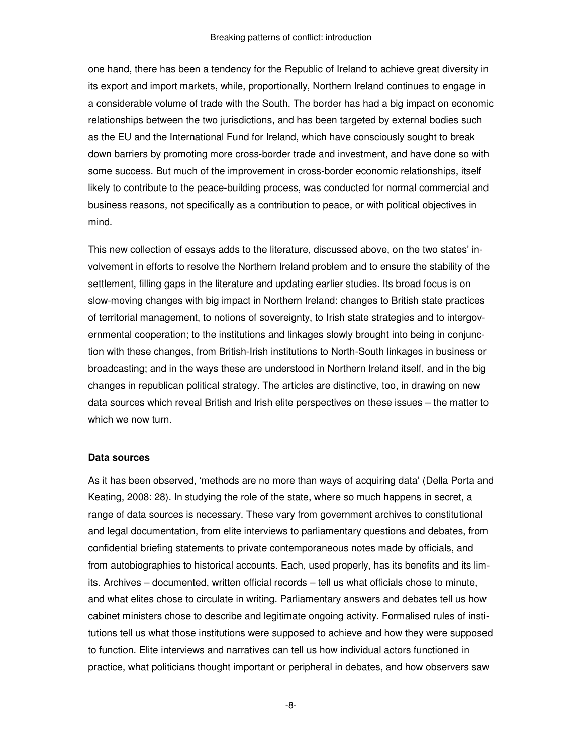one hand, there has been a tendency for the Republic of Ireland to achieve great diversity in its export and import markets, while, proportionally, Northern Ireland continues to engage in a considerable volume of trade with the South. The border has had a big impact on economic relationships between the two jurisdictions, and has been targeted by external bodies such as the EU and the International Fund for Ireland, which have consciously sought to break down barriers by promoting more cross-border trade and investment, and have done so with some success. But much of the improvement in cross-border economic relationships, itself likely to contribute to the peace-building process, was conducted for normal commercial and business reasons, not specifically as a contribution to peace, or with political objectives in mind.

This new collection of essays adds to the literature, discussed above, on the two states' involvement in efforts to resolve the Northern Ireland problem and to ensure the stability of the settlement, filling gaps in the literature and updating earlier studies. Its broad focus is on slow-moving changes with big impact in Northern Ireland: changes to British state practices of territorial management, to notions of sovereignty, to Irish state strategies and to intergovernmental cooperation; to the institutions and linkages slowly brought into being in conjunction with these changes, from British-Irish institutions to North-South linkages in business or broadcasting; and in the ways these are understood in Northern Ireland itself, and in the big changes in republican political strategy. The articles are distinctive, too, in drawing on new data sources which reveal British and Irish elite perspectives on these issues – the matter to which we now turn.

**Data sources**

As it has been observed, 'methods are no more than ways of acquiring data' (Della Porta and Keating, 2008: 28). In studying the role of the state, where so much happens in secret, a range of data sources is necessary. These vary from government archives to constitutional and legal documentation, from elite interviews to parliamentary questions and debates, from confidential briefing statements to private contemporaneous notes made by officials, and from autobiographies to historical accounts. Each, used properly, has its benefits and its limits. Archives – documented, written official records – tell us what officials chose to minute, and what elites chose to circulate in writing. Parliamentary answers and debates tell us how cabinet ministers chose to describe and legitimate ongoing activity. Formalised rules of institutions tell us what those institutions were supposed to achieve and how they were supposed to function. Elite interviews and narratives can tell us how individual actors functioned in practice, what politicians thought important or peripheral in debates, and how observers saw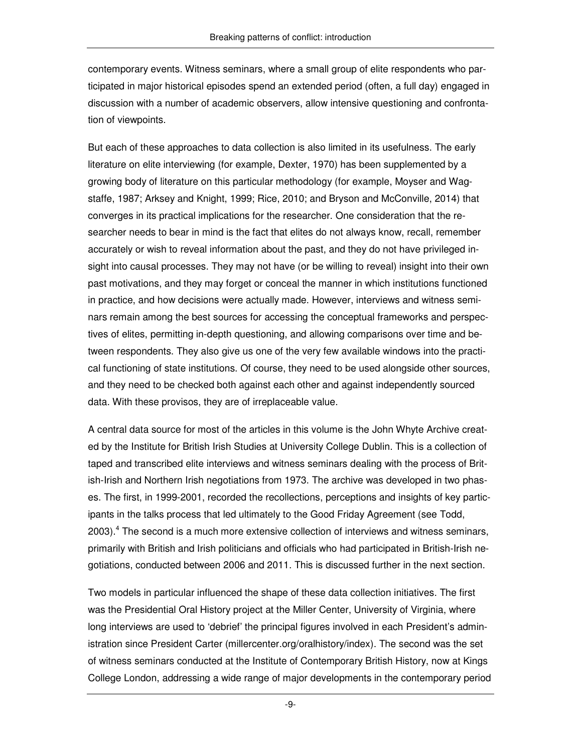contemporary events. Witness seminars, where a small group of elite respondents who participated in major historical episodes spend an extended period (often, a full day) engaged in discussion with a number of academic observers, allow intensive questioning and confrontation of viewpoints.

But each of these approaches to data collection is also limited in its usefulness. The early literature on elite interviewing (for example, Dexter, 1970) has been supplemented by a growing body of literature on this particular methodology (for example, Moyser and Wagstaffe, 1987; Arksey and Knight, 1999; Rice, 2010; and Bryson and McConville, 2014) that converges in its practical implications for the researcher. One consideration that the researcher needs to bear in mind is the fact that elites do not always know, recall, remember accurately or wish to reveal information about the past, and they do not have privileged insight into causal processes. They may not have (or be willing to reveal) insight into their own past motivations, and they may forget or conceal the manner in which institutions functioned in practice, and how decisions were actually made. However, interviews and witness seminars remain among the best sources for accessing the conceptual frameworks and perspectives of elites, permitting in-depth questioning, and allowing comparisons over time and between respondents. They also give us one of the very few available windows into the practical functioning of state institutions. Of course, they need to be used alongside other sources, and they need to be checked both against each other and against independently sourced data. With these provisos, they are of irreplaceable value.

A central data source for most of the articles in this volume is the John Whyte Archive created by the Institute for British Irish Studies at University College Dublin. This is a collection of taped and transcribed elite interviews and witness seminars dealing with the process of British-Irish and Northern Irish negotiations from 1973. The archive was developed in two phases. The first, in 1999-2001, recorded the recollections, perceptions and insights of key participants in the talks process that led ultimately to the Good Friday Agreement (see Todd, 2003).[4] The second is a much more extensive collection of interviews and witness seminars, primarily with British and Irish politicians and officials who had participated in British-Irish negotiations, conducted between 2006 and 2011. This is discussed further in the next section.

Two models in particular influenced the shape of these data collection initiatives. The first was the Presidential Oral History project at the Miller Center, University of Virginia, where long interviews are used to 'debrief' the principal figures involved in each President's administration since President Carter (millercenter.org/oralhistory/index). The second was the set of witness seminars conducted at the Institute of Contemporary British History, now at Kings College London, addressing a wide range of major developments in the contemporary period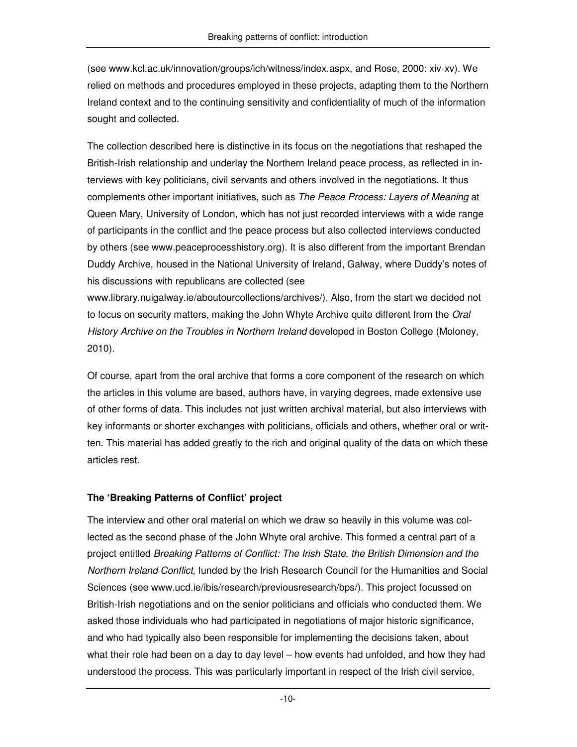(see www.kcl.ac.uk/innovation/groups/ich/witness/index.aspx, and Rose, 2000: xiv-xv). We relied on methods and procedures employed in these projects, adapting them to the Northern Ireland context and to the continuing sensitivity and confidentiality of much of the information sought and collected.

The collection described here is distinctive in its focus on the negotiations that reshaped the British-Irish relationship and underlay the Northern Ireland peace process, as reflected in interviews with key politicians, civil servants and others involved in the negotiations. It thus complements other important initiatives, such as *The Peace Process: Layers of Meaning* at Queen Mary, University of London, which has not just recorded interviews with a wide range of participants in the conflict and the peace process but also collected interviews conducted by others (see www.peaceprocesshistory.org). It is also different from the important Brendan Duddy Archive, housed in the National University of Ireland, Galway, where Duddy's notes of his discussions with republicans are collected (see www.library.nuigalway.ie/aboutourcollections/archives/). Also, from the start we decided not to focus on security matters, making the John Whyte Archive quite different from the *Oral History Archive on the Troubles in Northern Ireland* developed in Boston College (Moloney, 2010).

Of course, apart from the oral archive that forms a core component of the research on which the articles in this volume are based, authors have, in varying degrees, made extensive use of other forms of data. This includes not just written archival material, but also interviews with key informants or shorter exchanges with politicians, officials and others, whether oral or written. This material has added greatly to the rich and original quality of the data on which these articles rest.

**The 'Breaking Patterns of Conflict' project**

The interview and other oral material on which we draw so heavily in this volume was collected as the second phase of the John Whyte oral archive. This formed a central part of a project entitled *Breaking Patterns of Conflict: The Irish State, the British Dimension and the Northern Ireland Conflict*, funded by the Irish Research Council for the Humanities and Social Sciences (see www.ucd.ie/ibis/research/previousresearch/bps/). This project focussed on British-Irish negotiations and on the senior politicians and officials who conducted them. We asked those individuals who had participated in negotiations of major historic significance, and who had typically also been responsible for implementing the decisions taken, about what their role had been on a day to day level – how events had unfolded, and how they had understood the process. This was particularly important in respect of the Irish civil service,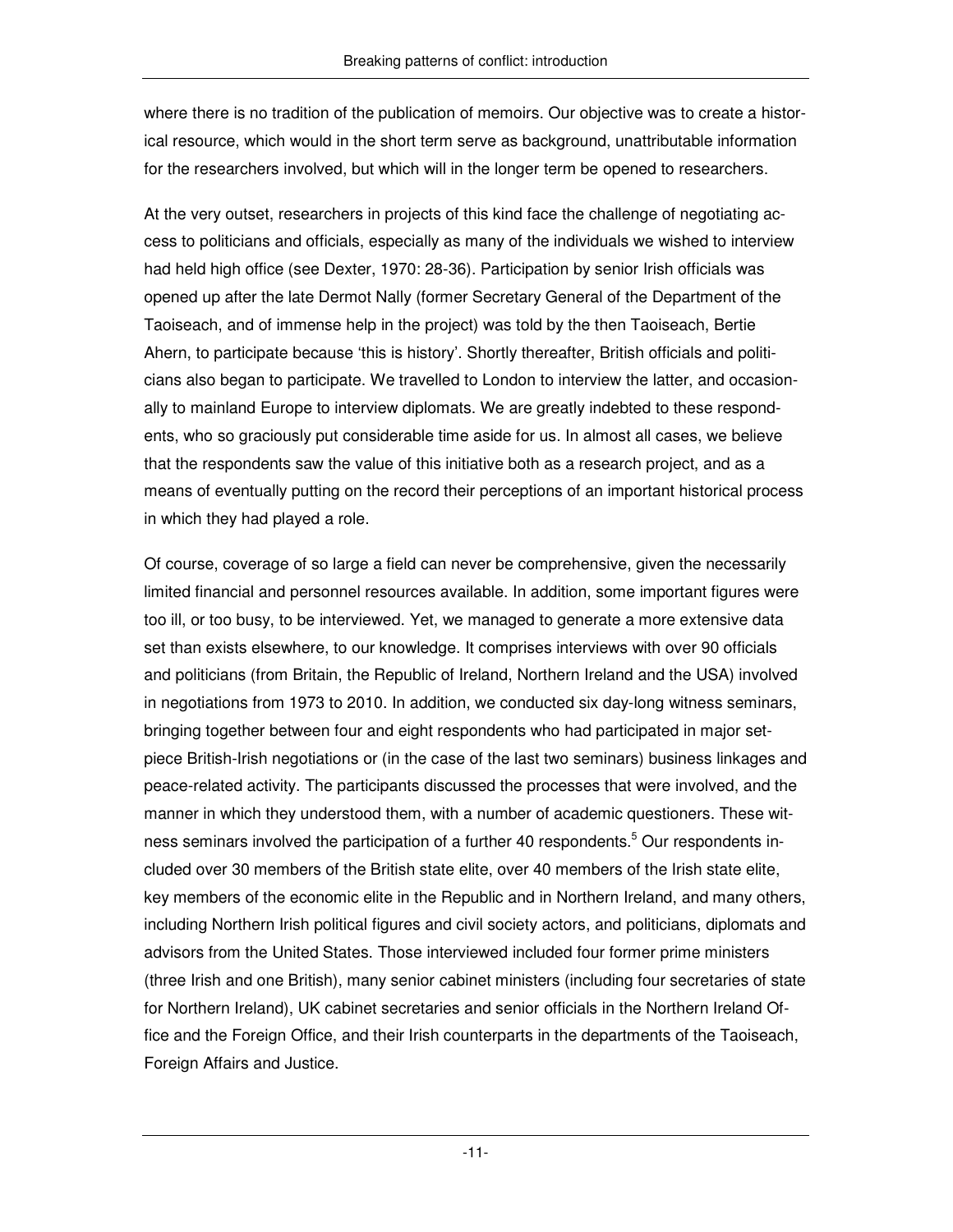where there is no tradition of the publication of memoirs. Our objective was to create a historical resource, which would in the short term serve as background, unattributable information for the researchers involved, but which will in the longer term be opened to researchers.

At the very outset, researchers in projects of this kind face the challenge of negotiating access to politicians and officials, especially as many of the individuals we wished to interview had held high office (see Dexter, 1970: 28-36). Participation by senior Irish officials was opened up after the late Dermot Nally (former Secretary General of the Department of the Taoiseach, and of immense help in the project) was told by the then Taoiseach, Bertie Ahern, to participate because 'this is history'. Shortly thereafter, British officials and politicians also began to participate. We travelled to London to interview the latter, and occasionally to mainland Europe to interview diplomats. We are greatly indebted to these respondents, who so graciously put considerable time aside for us. In almost all cases, we believe that the respondents saw the value of this initiative both as a research project, and as a means of eventually putting on the record their perceptions of an important historical process in which they had played a role.

Of course, coverage of so large a field can never be comprehensive, given the necessarily limited financial and personnel resources available. In addition, some important figures were too ill, or too busy, to be interviewed. Yet, we managed to generate a more extensive data set than exists elsewhere, to our knowledge. It comprises interviews with over 90 officials and politicians (from Britain, the Republic of Ireland, Northern Ireland and the USA) involved in negotiations from 1973 to 2010. In addition, we conducted six day-long witness seminars, bringing together between four and eight respondents who had participated in major set-piece British-Irish negotiations or (in the case of the last two seminars) business linkages and peace-related activity. The participants discussed the processes that were involved, and the manner in which they understood them, with a number of academic questioners. These witness seminars involved the participation of a further 40 respondents.[5] Our respondents included over 30 members of the British state elite, over 40 members of the Irish state elite, key members of the economic elite in the Republic and in Northern Ireland, and many others, including Northern Irish political figures and civil society actors, and politicians, diplomats and advisors from the United States. Those interviewed included four former prime ministers (three Irish and one British), many senior cabinet ministers (including four secretaries of state for Northern Ireland), UK cabinet secretaries and senior officials in the Northern Ireland Office and the Foreign Office, and their Irish counterparts in the departments of the Taoiseach, Foreign Affairs and Justice.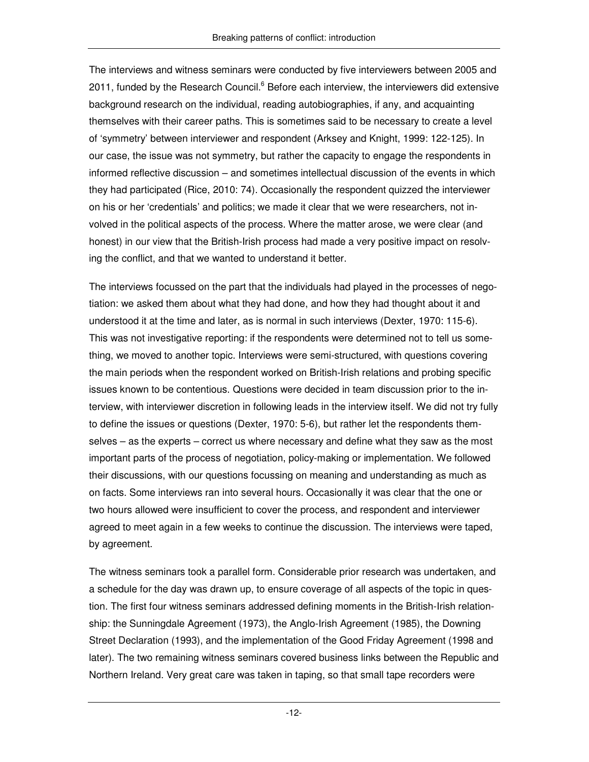The interviews and witness seminars were conducted by five interviewers between 2005 and 2011, funded by the Research Council.[6] Before each interview, the interviewers did extensive background research on the individual, reading autobiographies, if any, and acquainting themselves with their career paths. This is sometimes said to be necessary to create a level of 'symmetry' between interviewer and respondent (Arksey and Knight, 1999: 122-125). In our case, the issue was not symmetry, but rather the capacity to engage the respondents in informed reflective discussion – and sometimes intellectual discussion of the events in which they had participated (Rice, 2010: 74). Occasionally the respondent quizzed the interviewer on his or her 'credentials' and politics; we made it clear that we were researchers, not involved in the political aspects of the process. Where the matter arose, we were clear (and honest) in our view that the British-Irish process had made a very positive impact on resolving the conflict, and that we wanted to understand it better.

The interviews focussed on the part that the individuals had played in the processes of negotiation: we asked them about what they had done, and how they had thought about it and understood it at the time and later, as is normal in such interviews (Dexter, 1970: 115-6). This was not investigative reporting: if the respondents were determined not to tell us something, we moved to another topic. Interviews were semi-structured, with questions covering the main periods when the respondent worked on British-Irish relations and probing specific issues known to be contentious. Questions were decided in team discussion prior to the interview, with interviewer discretion in following leads in the interview itself. We did not try fully to define the issues or questions (Dexter, 1970: 5-6), but rather let the respondents themselves – as the experts – correct us where necessary and define what they saw as the most important parts of the process of negotiation, policy-making or implementation. We followed their discussions, with our questions focussing on meaning and understanding as much as on facts. Some interviews ran into several hours. Occasionally it was clear that the one or two hours allowed were insufficient to cover the process, and respondent and interviewer agreed to meet again in a few weeks to continue the discussion. The interviews were taped, by agreement.

The witness seminars took a parallel form. Considerable prior research was undertaken, and a schedule for the day was drawn up, to ensure coverage of all aspects of the topic in question. The first four witness seminars addressed defining moments in the British-Irish relationship: the Sunningdale Agreement (1973), the Anglo-Irish Agreement (1985), the Downing Street Declaration (1993), and the implementation of the Good Friday Agreement (1998 and later). The two remaining witness seminars covered business links between the Republic and Northern Ireland. Very great care was taken in taping, so that small tape recorders were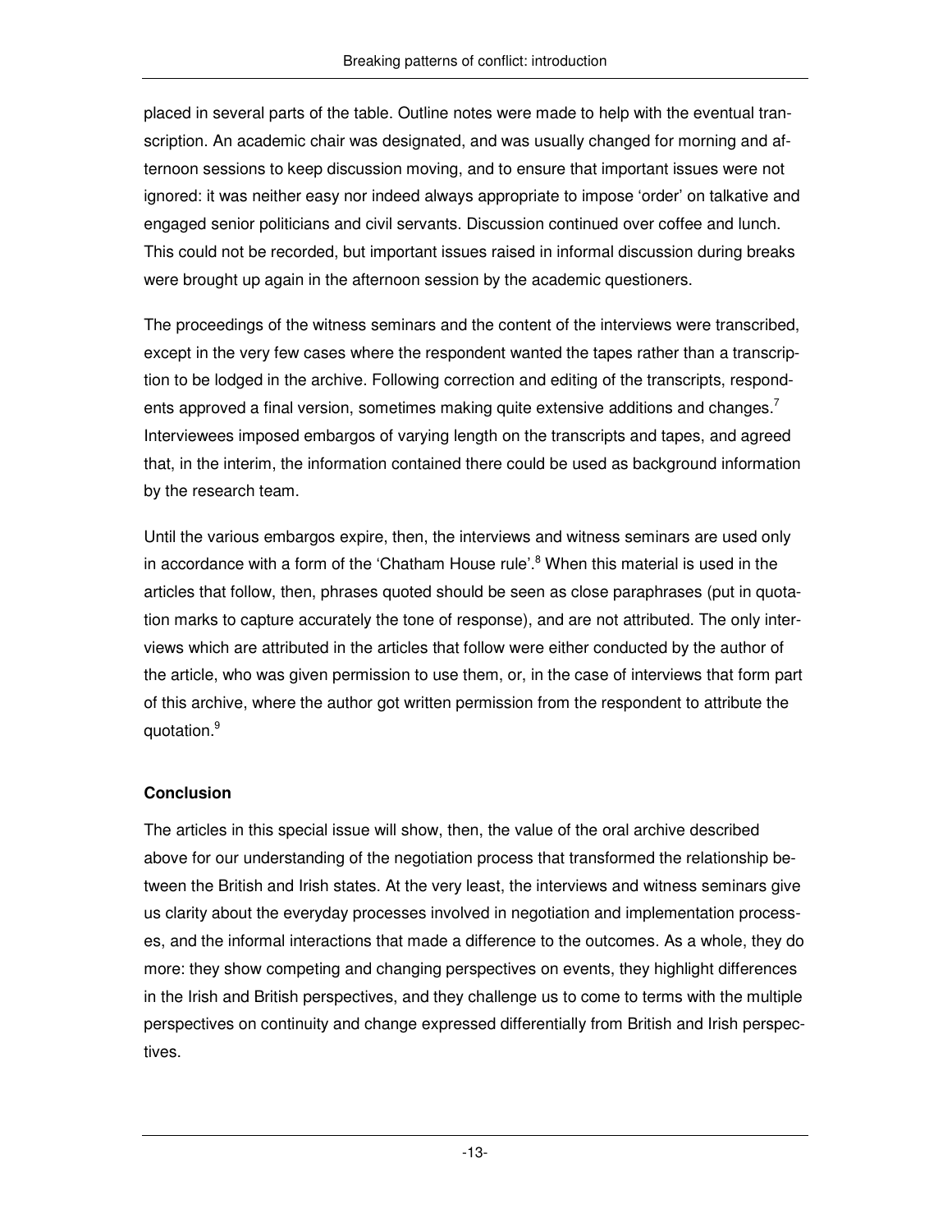placed in several parts of the table. Outline notes were made to help with the eventual transcription. An academic chair was designated, and was usually changed for morning and afternoon sessions to keep discussion moving, and to ensure that important issues were not ignored: it was neither easy nor indeed always appropriate to impose 'order' on talkative and engaged senior politicians and civil servants. Discussion continued over coffee and lunch. This could not be recorded, but important issues raised in informal discussion during breaks were brought up again in the afternoon session by the academic questioners.

The proceedings of the witness seminars and the content of the interviews were transcribed, except in the very few cases where the respondent wanted the tapes rather than a transcription to be lodged in the archive. Following correction and editing of the transcripts, respondents approved a final version, sometimes making quite extensive additions and changes.[7] Interviewees imposed embargos of varying length on the transcripts and tapes, and agreed that, in the interim, the information contained there could be used as background information by the research team.

Until the various embargos expire, then, the interviews and witness seminars are used only in accordance with a form of the 'Chatham House rule'.[8] When this material is used in the articles that follow, then, phrases quoted should be seen as close paraphrases (put in quotation marks to capture accurately the tone of response), and are not attributed. The only interviews which are attributed in the articles that follow were either conducted by the author of the article, who was given permission to use them, or, in the case of interviews that form part of this archive, where the author got written permission from the respondent to attribute the quotation.[9]

## Conclusion

The articles in this special issue will show, then, the value of the oral archive described above for our understanding of the negotiation process that transformed the relationship between the British and Irish states. At the very least, the interviews and witness seminars give us clarity about the everyday processes involved in negotiation and implementation processes, and the informal interactions that made a difference to the outcomes. As a whole, they do more: they show competing and changing perspectives on events, they highlight differences in the Irish and British perspectives, and they challenge us to come to terms with the multiple perspectives on continuity and change expressed differentially from British and Irish perspectives.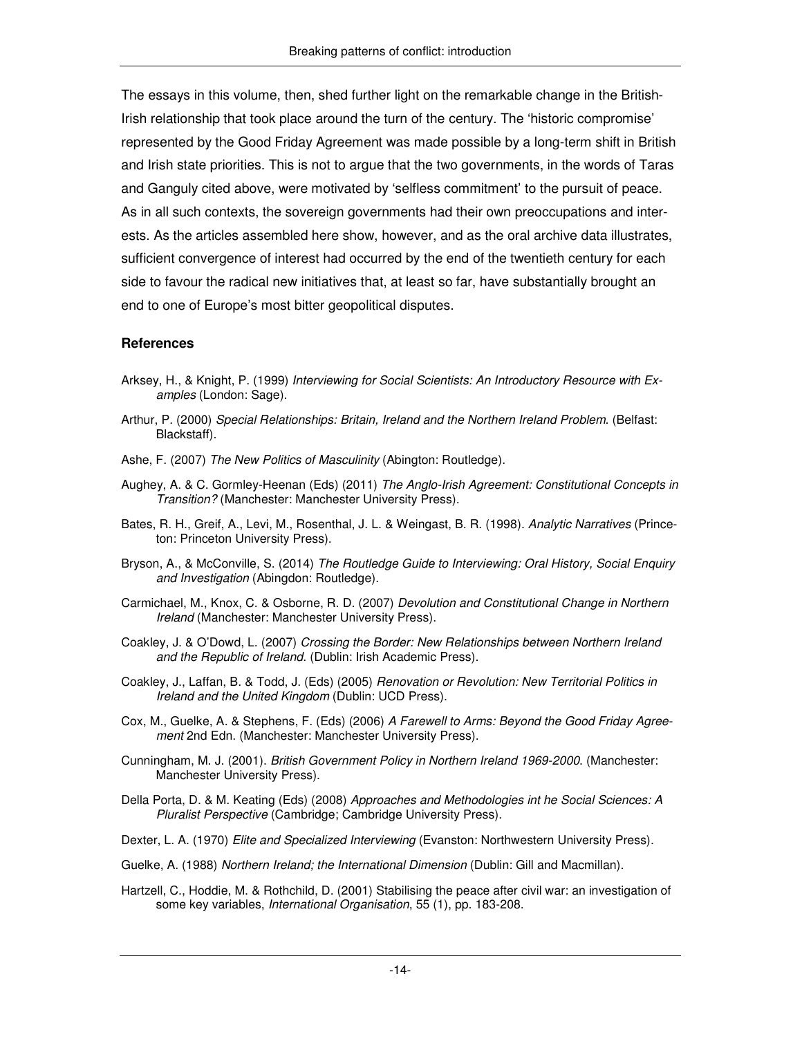The essays in this volume, then, shed further light on the remarkable change in the British-Irish relationship that took place around the turn of the century. The 'historic compromise' represented by the Good Friday Agreement was made possible by a long-term shift in British and Irish state priorities. This is not to argue that the two governments, in the words of Taras and Ganguly cited above, were motivated by 'selfless commitment' to the pursuit of peace. As in all such contexts, the sovereign governments had their own preoccupations and interests. As the articles assembled here show, however, and as the oral archive data illustrates, sufficient convergence of interest had occurred by the end of the twentieth century for each side to favour the radical new initiatives that, at least so far, have substantially brought an end to one of Europe's most bitter geopolitical disputes.

### References

Arksey, H., & Knight, P. (1999) *Interviewing for Social Scientists: An Introductory Resource with Examples* (London: Sage).

Arthur, P. (2000) *Special Relationships: Britain, Ireland and the Northern Ireland Problem*. (Belfast: Blackstaff).

Ashe, F. (2007) *The New Politics of Masculinity* (Abington: Routledge).

Aughey, A. & C. Gormley-Heenan (Eds) (2011) *The Anglo-Irish Agreement: Constitutional Concepts in Transition?* (Manchester: Manchester University Press).

Bates, R. H., Greif, A., Levi, M., Rosenthal, J. L. & Weingast, B. R. (1998). *Analytic Narratives* (Princeton: Princeton University Press).

Bryson, A., & McConville, S. (2014) *The Routledge Guide to Interviewing: Oral History, Social Enquiry and Investigation* (Abingdon: Routledge).

Carmichael, M., Knox, C. & Osborne, R. D. (2007) *Devolution and Constitutional Change in Northern Ireland* (Manchester: Manchester University Press).

Coakley, J. & O'Dowd, L. (2007) *Crossing the Border: New Relationships between Northern Ireland and the Republic of Ireland*. (Dublin: Irish Academic Press).

Coakley, J., Laffan, B. & Todd, J. (Eds) (2005) *Renovation or Revolution: New Territorial Politics in Ireland and the United Kingdom* (Dublin: UCD Press).

Cox, M., Guelke, A. & Stephens, F. (Eds) (2006) *A Farewell to Arms: Beyond the Good Friday Agreement* 2nd Edn. (Manchester: Manchester University Press).

Cunningham, M. J. (2001). *British Government Policy in Northern Ireland 1969-2000*. (Manchester: Manchester University Press).

Della Porta, D. & M. Keating (Eds) (2008) *Approaches and Methodologies int he Social Sciences: A Pluralist Perspective* (Cambridge; Cambridge University Press).

Dexter, L. A. (1970) *Elite and Specialized Interviewing* (Evanston: Northwestern University Press).

Guelke, A. (1988) *Northern Ireland; the International Dimension* (Dublin: Gill and Macmillan).

Hartzell, C., Hoddie, M. & Rothchild, D. (2001) Stabilising the peace after civil war: an investigation of some key variables, *International Organisation*, 55 (1), pp. 183-208.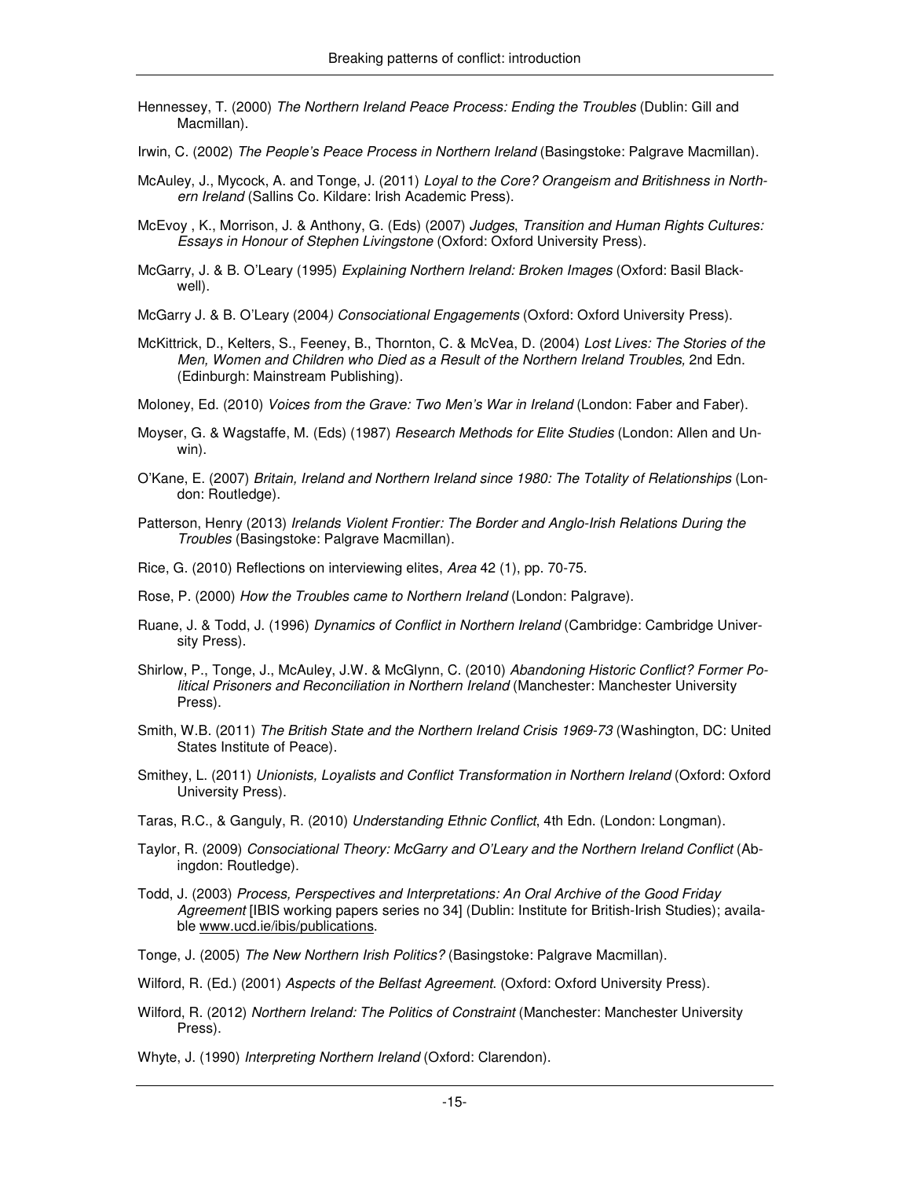Hennessey, T. (2000) *The Northern Ireland Peace Process: Ending the Troubles* (Dublin: Gill and Macmillan).

Irwin, C. (2002) *The People's Peace Process in Northern Ireland* (Basingstoke: Palgrave Macmillan).

McAuley, J., Mycock, A. and Tonge, J. (2011) *Loyal to the Core? Orangeism and Britishness in Northern Ireland* (Sallins Co. Kildare: Irish Academic Press).

McEvoy , K., Morrison, J. & Anthony, G. (Eds) (2007) *Judges, Transition and Human Rights Cultures: Essays in Honour of Stephen Livingstone* (Oxford: Oxford University Press).

McGarry, J. & B. O'Leary (1995) *Explaining Northern Ireland: Broken Images* (Oxford: Basil Blackwell).

McGarry J. & B. O'Leary (2004*) Consociational Engagements* (Oxford: Oxford University Press).

McKittrick, D., Kelters, S., Feeney, B., Thornton, C. & McVea, D. (2004) *Lost Lives: The Stories of the Men, Women and Children who Died as a Result of the Northern Ireland Troubles,* 2nd Edn. (Edinburgh: Mainstream Publishing).

Moloney, Ed. (2010) *Voices from the Grave: Two Men's War in Ireland* (London: Faber and Faber).

Moyser, G. & Wagstaffe, M. (Eds) (1987) *Research Methods for Elite Studies* (London: Allen and Unwin).

O'Kane, E. (2007) *Britain, Ireland and Northern Ireland since 1980: The Totality of Relationships* (London: Routledge).

Patterson, Henry (2013) *Irelands Violent Frontier: The Border and Anglo-Irish Relations During the Troubles* (Basingstoke: Palgrave Macmillan).

Rice, G. (2010) Reflections on interviewing elites, *Area* 42 (1), pp. 70-75.

Rose, P. (2000) *How the Troubles came to Northern Ireland* (London: Palgrave).

Ruane, J. & Todd, J. (1996) *Dynamics of Conflict in Northern Ireland* (Cambridge: Cambridge University Press).

Shirlow, P., Tonge, J., McAuley, J.W. & McGlynn, C. (2010) *Abandoning Historic Conflict? Former Political Prisoners and Reconciliation in Northern Ireland* (Manchester: Manchester University Press).

Smith, W.B. (2011) *The British State and the Northern Ireland Crisis 1969-73* (Washington, DC: United States Institute of Peace).

Smithey, L. (2011) *Unionists, Loyalists and Conflict Transformation in Northern Ireland* (Oxford: Oxford University Press).

Taras, R.C., & Ganguly, R. (2010) *Understanding Ethnic Conflict*, 4th Edn. (London: Longman).

Taylor, R. (2009) *Consociational Theory: McGarry and O'Leary and the Northern Ireland Conflict* (Abingdon: Routledge).

Todd, J. (2003) *Process, Perspectives and Interpretations: An Oral Archive of the Good Friday Agreement* [IBIS working papers series no 34] (Dublin: Institute for British-Irish Studies); available www.ucd.ie/ibis/publications.

Tonge, J. (2005) *The New Northern Irish Politics?* (Basingstoke: Palgrave Macmillan).

Wilford, R. (Ed.) (2001) *Aspects of the Belfast Agreement.* (Oxford: Oxford University Press).

Wilford, R. (2012) *Northern Ireland: The Politics of Constraint* (Manchester: Manchester University Press).

Whyte, J. (1990) *Interpreting Northern Ireland* (Oxford: Clarendon).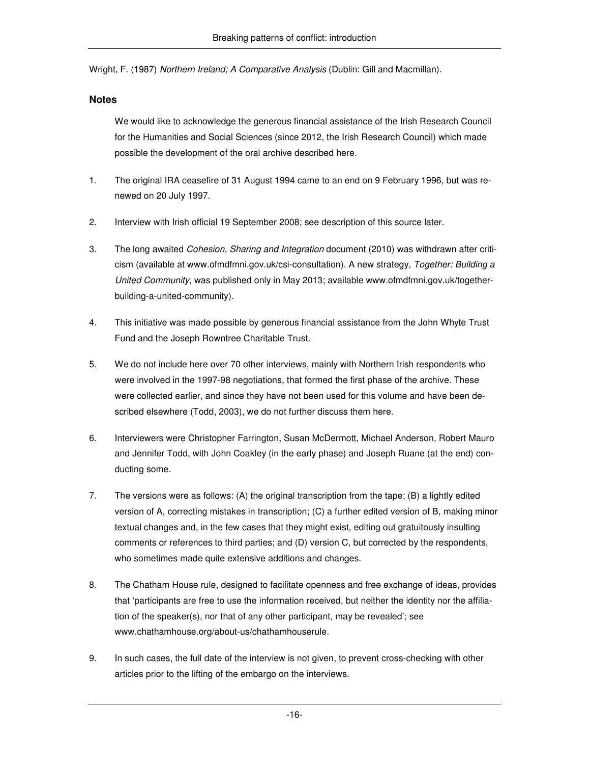Wright, F. (1987) *Northern Ireland; A Comparative Analysis* (Dublin: Gill and Macmillan).

## Notes

We would like to acknowledge the generous financial assistance of the Irish Research Council for the Humanities and Social Sciences (since 2012, the Irish Research Council) which made possible the development of the oral archive described here.

1. The original IRA ceasefire of 31 August 1994 came to an end on 9 February 1996, but was renewed on 20 July 1997.

2. Interview with Irish official 19 September 2008; see description of this source later.

3. The long awaited *Cohesion, Sharing and Integration* document (2010) was withdrawn after criticism (available at www.ofmdfmni.gov.uk/csi-consultation). A new strategy, *Together: Building a United Community*, was published only in May 2013; available www.ofmdfmni.gov.uk/together-building-a-united-community).

4. This initiative was made possible by generous financial assistance from the John Whyte Trust Fund and the Joseph Rowntree Charitable Trust.

5. We do not include here over 70 other interviews, mainly with Northern Irish respondents who were involved in the 1997-98 negotiations, that formed the first phase of the archive. These were collected earlier, and since they have not been used for this volume and have been described elsewhere (Todd, 2003), we do not further discuss them here.

6. Interviewers were Christopher Farrington, Susan McDermott, Michael Anderson, Robert Mauro and Jennifer Todd, with John Coakley (in the early phase) and Joseph Ruane (at the end) conducting some.

7. The versions were as follows: (A) the original transcription from the tape; (B) a lightly edited version of A, correcting mistakes in transcription; (C) a further edited version of B, making minor textual changes and, in the few cases that they might exist, editing out gratuitously insulting comments or references to third parties; and (D) version C, but corrected by the respondents, who sometimes made quite extensive additions and changes.

8. The Chatham House rule, designed to facilitate openness and free exchange of ideas, provides that 'participants are free to use the information received, but neither the identity nor the affiliation of the speaker(s), nor that of any other participant, may be revealed'; see www.chathamhouse.org/about-us/chathamhouserule.

9. In such cases, the full date of the interview is not given, to prevent cross-checking with other articles prior to the lifting of the embargo on the interviews.